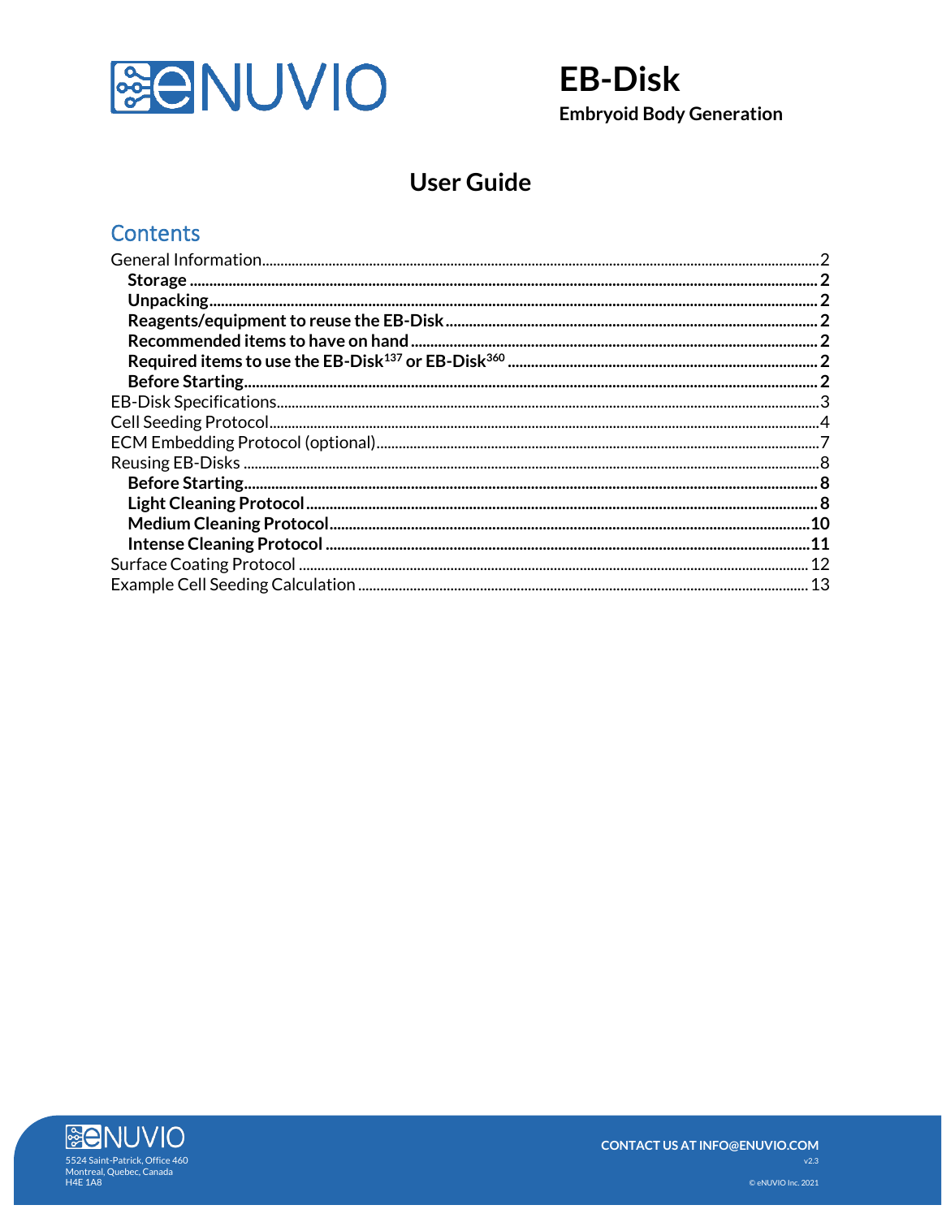# EB-Disk

**Embryoid Body Generation**

## User Guide

### Contents

General Information....2
- **Storage** ....2
- **Unpacking**....2
- **Reagents/equipment to reuse the EB-Disk**....2
- **Recommended items to have on hand**....2
- **Required items to use the EB-Disk$^{137}$ or EB-Disk$^{360}$** ....2
- **Before Starting**....2

EB-Disk Specifications....3

Cell Seeding Protocol....4

ECM Embedding Protocol (optional)....7

Reusing EB-Disks ....8
- **Before Starting**....8
- **Light Cleaning Protocol**....8
- **Medium Cleaning Protocol**....10
- **Intense Cleaning Protocol** ....11

Surface Coating Protocol ....12

Example Cell Seeding Calculation ....13

5524 Saint-Patrick, Office 460
Montreal, Quebec, Canada
H4E 1A8

CONTACT US AT INFO@ENUVIO.COM

v2.3

© eNUVIO Inc. 2021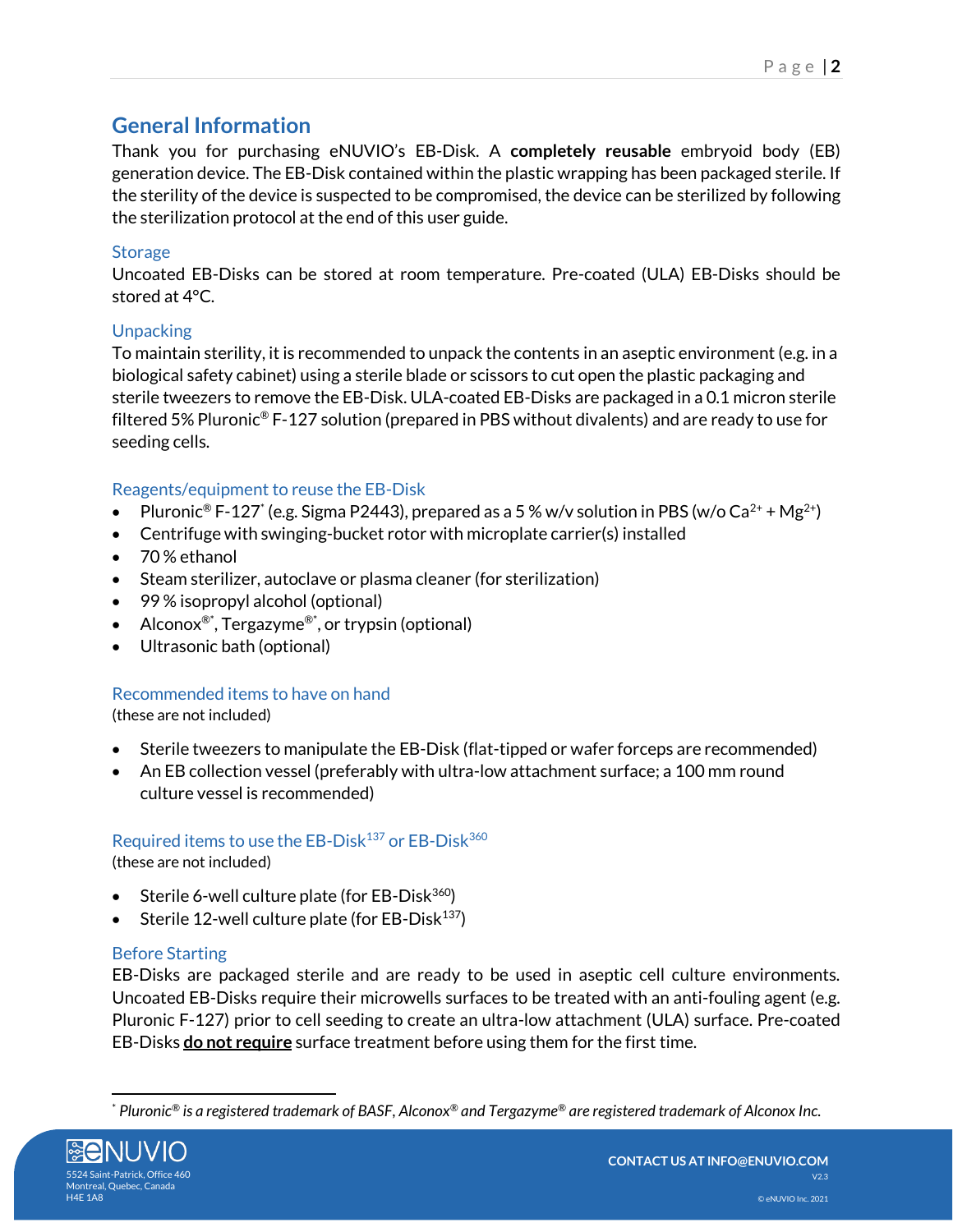## General Information

Thank you for purchasing eNUVIO's EB-Disk. A **completely reusable** embryoid body (EB) generation device. The EB-Disk contained within the plastic wrapping has been packaged sterile. If the sterility of the device is suspected to be compromised, the device can be sterilized by following the sterilization protocol at the end of this user guide.

### Storage

Uncoated EB-Disks can be stored at room temperature. Pre-coated (ULA) EB-Disks should be stored at 4°C.

### Unpacking

To maintain sterility, it is recommended to unpack the contents in an aseptic environment (e.g. in a biological safety cabinet) using a sterile blade or scissors to cut open the plastic packaging and sterile tweezers to remove the EB-Disk. ULA-coated EB-Disks are packaged in a 0.1 micron sterile filtered 5% Pluronic® F-127 solution (prepared in PBS without divalents) and are ready to use for seeding cells.

### Reagents/equipment to reuse the EB-Disk

- Pluronic® F-127* (e.g. Sigma P2443), prepared as a 5 % w/v solution in PBS (w/o $Ca^{2+}$ + $Mg^{2+}$)
- Centrifuge with swinging-bucket rotor with microplate carrier(s) installed
- 70 % ethanol
- Steam sterilizer, autoclave or plasma cleaner (for sterilization)
- 99 % isopropyl alcohol (optional)
- Alconox®*, Tergazyme®*, or trypsin (optional)
- Ultrasonic bath (optional)

### Recommended items to have on hand

(these are not included)

- Sterile tweezers to manipulate the EB-Disk (flat-tipped or wafer forceps are recommended)
- An EB collection vessel (preferably with ultra-low attachment surface; a 100 mm round culture vessel is recommended)

### Required items to use the EB-Disk[137] or EB-Disk[360]

(these are not included)

- Sterile 6-well culture plate (for EB-Disk[360])
- Sterile 12-well culture plate (for EB-Disk[137])

### Before Starting

EB-Disks are packaged sterile and are ready to be used in aseptic cell culture environments. Uncoated EB-Disks require their microwells surfaces to be treated with an anti-fouling agent (e.g. Pluronic F-127) prior to cell seeding to create an ultra-low attachment (ULA) surface. Pre-coated EB-Disks **do not require** surface treatment before using them for the first time.

---

* *Pluronic® is a registered trademark of BASF, Alconox® and Tergazyme® are registered trademark of Alconox Inc.*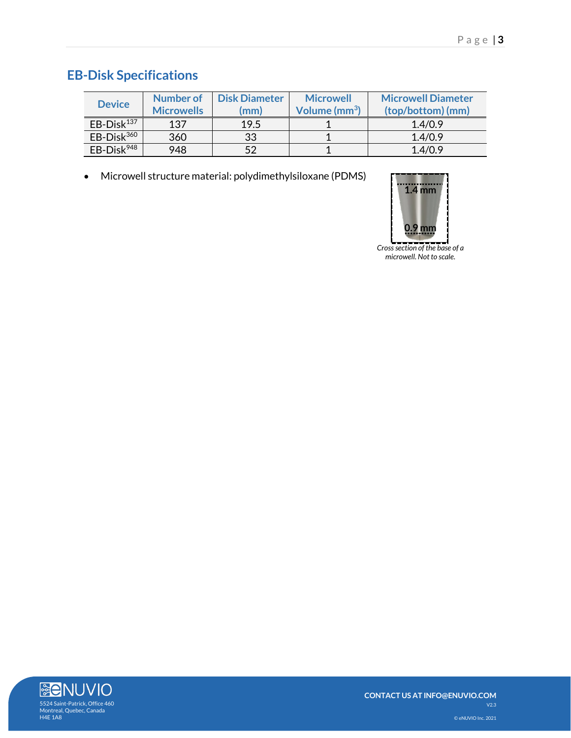## EB-Disk Specifications

| Device | Number of Microwells | Disk Diameter (mm) | Microwell Volume ($mm^3$) | Microwell Diameter (top/bottom) (mm) |
|---|---|---|---|---|
| EB-Disk[137] | 137 | 19.5 | 1 | 1.4/0.9 |
| EB-Disk[360] | 360 | 33 | 1 | 1.4/0.9 |
| EB-Disk[948] | 948 | 52 | 1 | 1.4/0.9 |

- Microwell structure material: polydimethylsiloxane (PDMS)

1.4 mm

0.9 mm

*Cross section of the base of a microwell. Not to scale.*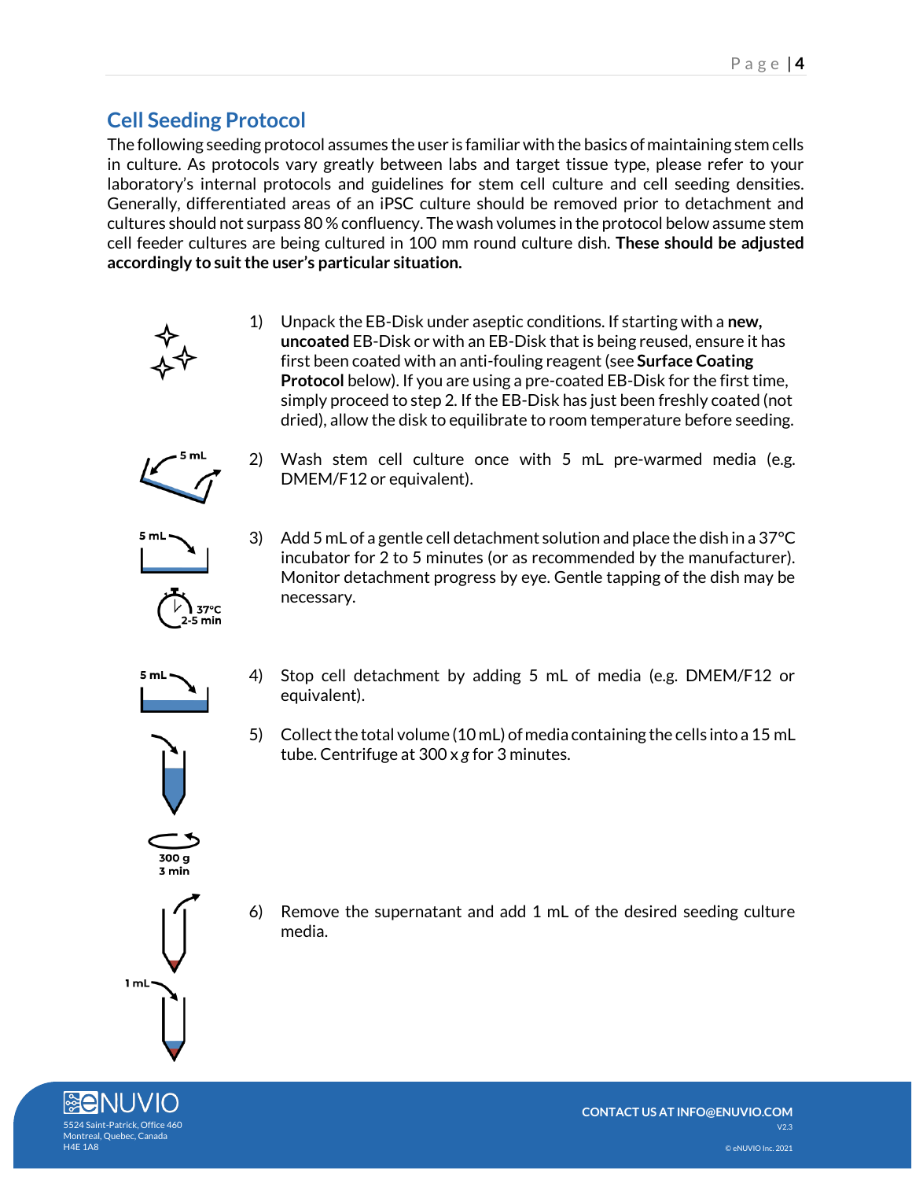## Cell Seeding Protocol

The following seeding protocol assumes the user is familiar with the basics of maintaining stem cells in culture. As protocols vary greatly between labs and target tissue type, please refer to your laboratory's internal protocols and guidelines for stem cell culture and cell seeding densities. Generally, differentiated areas of an iPSC culture should be removed prior to detachment and cultures should not surpass 80 % confluency. The wash volumes in the protocol below assume stem cell feeder cultures are being cultured in 100 mm round culture dish. **These should be adjusted accordingly to suit the user's particular situation.**

1) Unpack the EB-Disk under aseptic conditions. If starting with a **new, uncoated** EB-Disk or with an EB-Disk that is being reused, ensure it has first been coated with an anti-fouling reagent (see **Surface Coating Protocol** below). If you are using a pre-coated EB-Disk for the first time, simply proceed to step 2. If the EB-Disk has just been freshly coated (not dried), allow the disk to equilibrate to room temperature before seeding.

2) Wash stem cell culture once with 5 mL pre-warmed media (e.g. DMEM/F12 or equivalent).

3) Add 5 mL of a gentle cell detachment solution and place the dish in a 37°C incubator for 2 to 5 minutes (or as recommended by the manufacturer). Monitor detachment progress by eye. Gentle tapping of the dish may be necessary.

4) Stop cell detachment by adding 5 mL of media (e.g. DMEM/F12 or equivalent).

5) Collect the total volume (10 mL) of media containing the cells into a 15 mL tube. Centrifuge at 300 x *g* for 3 minutes.

6) Remove the supernatant and add 1 mL of the desired seeding culture media.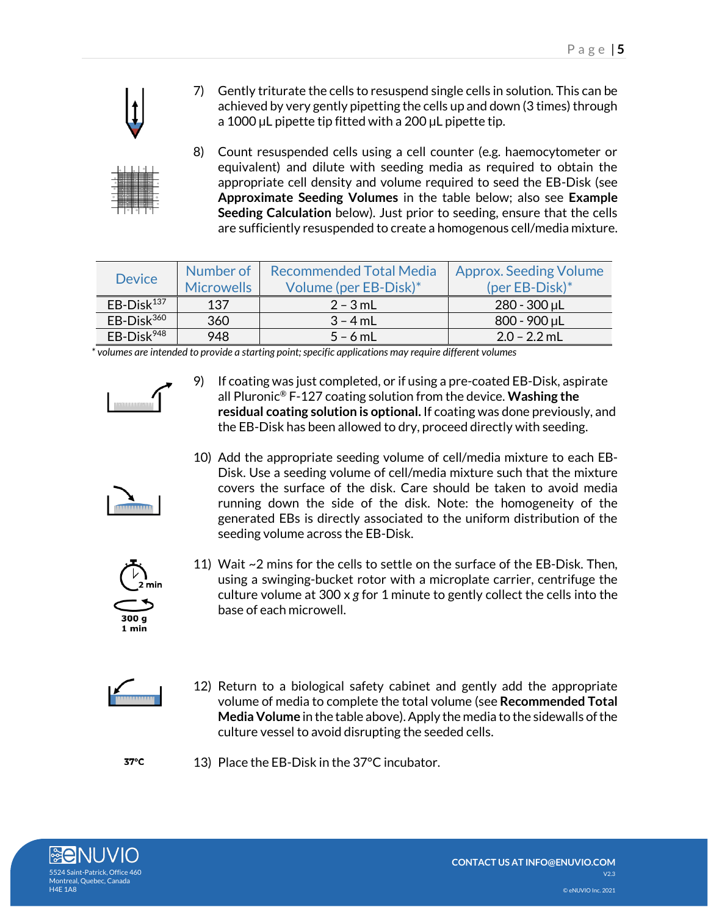7) Gently triturate the cells to resuspend single cells in solution. This can be achieved by very gently pipetting the cells up and down (3 times) through a 1000 µL pipette tip fitted with a 200 µL pipette tip.

8) Count resuspended cells using a cell counter (e.g. haemocytometer or equivalent) and dilute with seeding media as required to obtain the appropriate cell density and volume required to seed the EB-Disk (see **Approximate Seeding Volumes** in the table below; also see **Example Seeding Calculation** below). Just prior to seeding, ensure that the cells are sufficiently resuspended to create a homogenous cell/media mixture.

| Device | Number of Microwells | Recommended Total Media Volume (per EB-Disk)* | Approx. Seeding Volume (per EB-Disk)* |
|---|---|---|---|
| EB-Disk$^{137}$ | 137 | 2 – 3 mL | 280 - 300 µL |
| EB-Disk$^{360}$ | 360 | 3 – 4 mL | 800 - 900 µL |
| EB-Disk$^{948}$ | 948 | 5 – 6 mL | 2.0 – 2.2 mL |

*\* volumes are intended to provide a starting point; specific applications may require different volumes*

9) If coating was just completed, or if using a pre-coated EB-Disk, aspirate all Pluronic® F-127 coating solution from the device. **Washing the residual coating solution is optional.** If coating was done previously, and the EB-Disk has been allowed to dry, proceed directly with seeding.

10) Add the appropriate seeding volume of cell/media mixture to each EB-Disk. Use a seeding volume of cell/media mixture such that the mixture covers the surface of the disk. Care should be taken to avoid media running down the side of the disk. Note: the homogeneity of the generated EBs is directly associated to the uniform distribution of the seeding volume across the EB-Disk.

2 min

300 g
1 min

11) Wait ~2 mins for the cells to settle on the surface of the EB-Disk. Then, using a swinging-bucket rotor with a microplate carrier, centrifuge the culture volume at 300 x *g* for 1 minute to gently collect the cells into the base of each microwell.

12) Return to a biological safety cabinet and gently add the appropriate volume of media to complete the total volume (see **Recommended Total Media Volume** in the table above). Apply the media to the sidewalls of the culture vessel to avoid disrupting the seeded cells.

37°C

13) Place the EB-Disk in the 37°C incubator.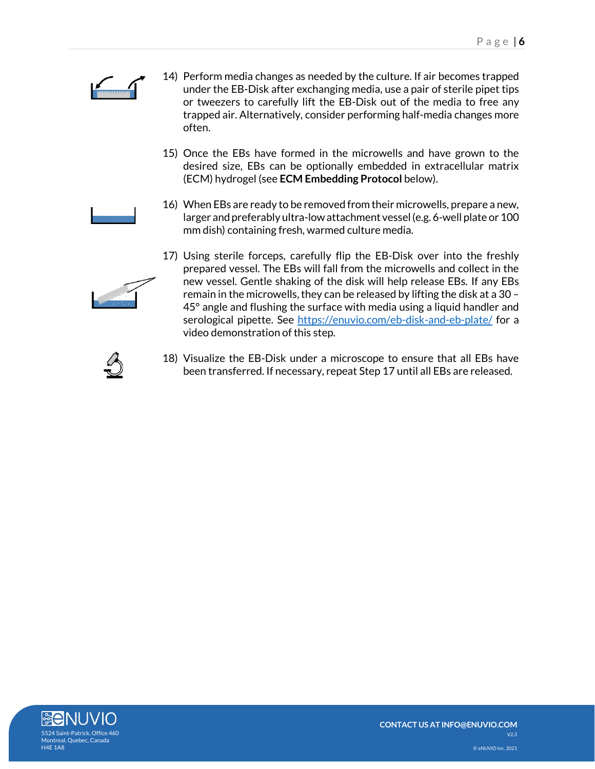14) Perform media changes as needed by the culture. If air becomes trapped under the EB-Disk after exchanging media, use a pair of sterile pipet tips or tweezers to carefully lift the EB-Disk out of the media to free any trapped air. Alternatively, consider performing half-media changes more often.

15) Once the EBs have formed in the microwells and have grown to the desired size, EBs can be optionally embedded in extracellular matrix (ECM) hydrogel (see **ECM Embedding Protocol** below).

16) When EBs are ready to be removed from their microwells, prepare a new, larger and preferably ultra-low attachment vessel (e.g. 6-well plate or 100 mm dish) containing fresh, warmed culture media.

17) Using sterile forceps, carefully flip the EB-Disk over into the freshly prepared vessel. The EBs will fall from the microwells and collect in the new vessel. Gentle shaking of the disk will help release EBs. If any EBs remain in the microwells, they can be released by lifting the disk at a 30 – 45° angle and flushing the surface with media using a liquid handler and serological pipette. See https://enuvio.com/eb-disk-and-eb-plate/ for a video demonstration of this step.

18) Visualize the EB-Disk under a microscope to ensure that all EBs have been transferred. If necessary, repeat Step 17 until all EBs are released.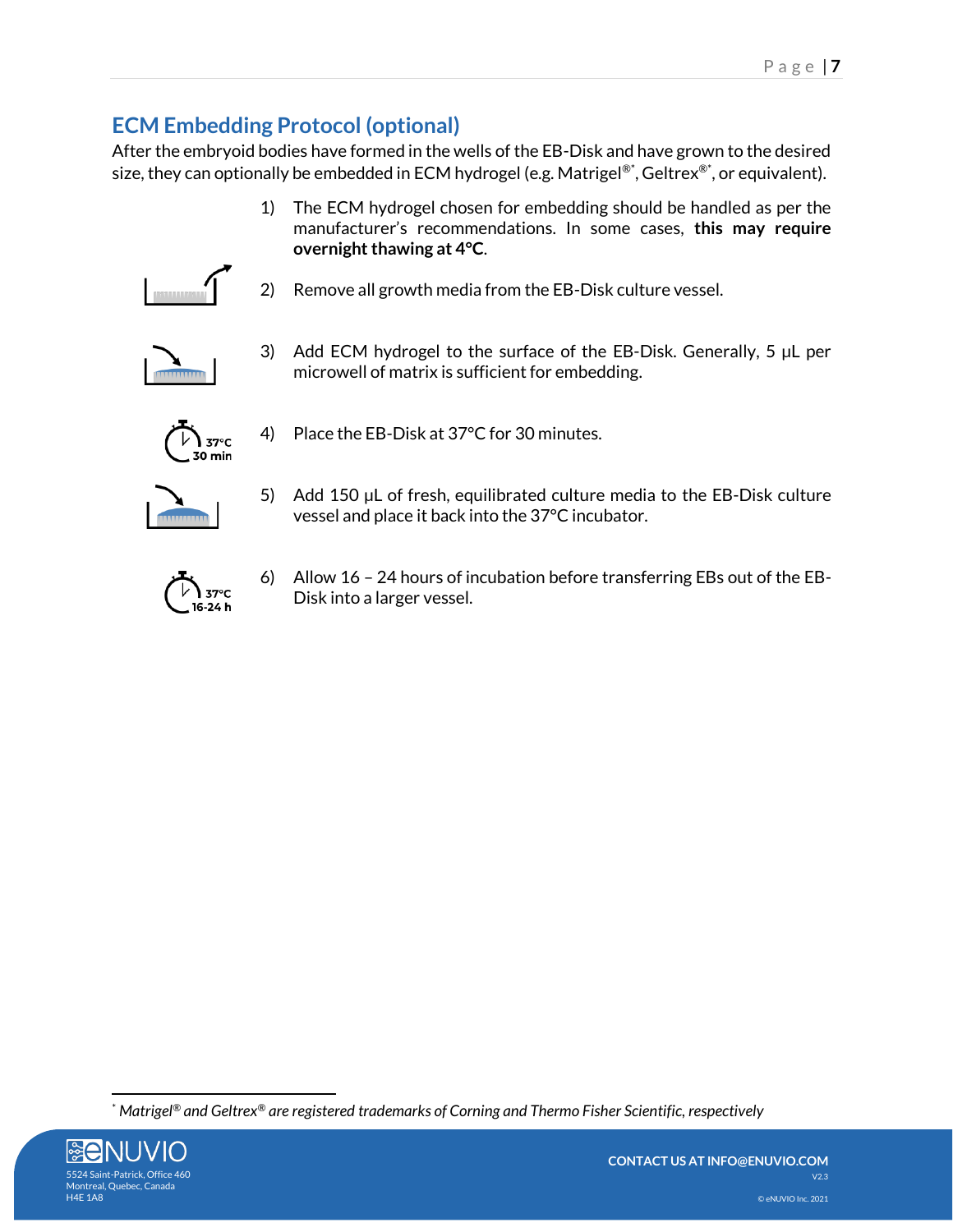## ECM Embedding Protocol (optional)

After the embryoid bodies have formed in the wells of the EB-Disk and have grown to the desired size, they can optionally be embedded in ECM hydrogel (e.g. Matrigel®*, Geltrex®*, or equivalent).

1) The ECM hydrogel chosen for embedding should be handled as per the manufacturer's recommendations. In some cases, **this may require overnight thawing at 4°C**.
2) Remove all growth media from the EB-Disk culture vessel.
3) Add ECM hydrogel to the surface of the EB-Disk. Generally, 5 µL per microwell of matrix is sufficient for embedding.
4) Place the EB-Disk at 37°C for 30 minutes.
5) Add 150 µL of fresh, equilibrated culture media to the EB-Disk culture vessel and place it back into the 37°C incubator.
6) Allow 16 – 24 hours of incubation before transferring EBs out of the EB-Disk into a larger vessel.

\* *Matrigel® and Geltrex® are registered trademarks of Corning and Thermo Fisher Scientific, respectively*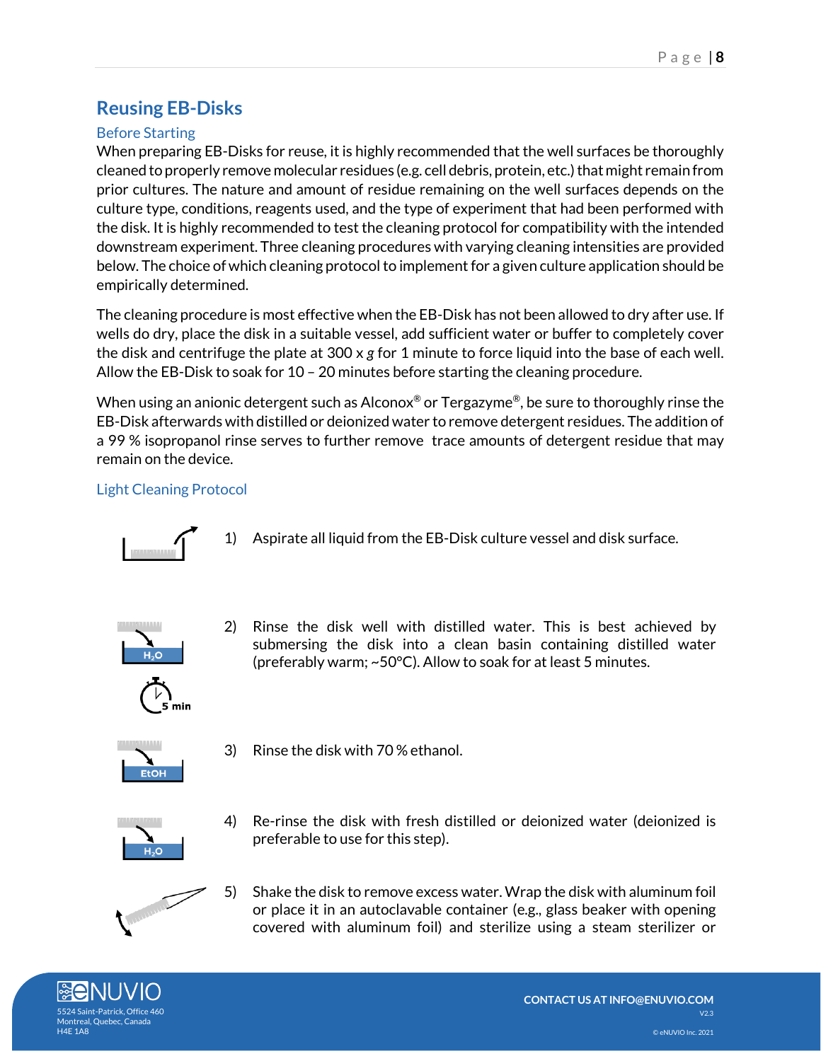## Reusing EB-Disks

### Before Starting

When preparing EB-Disks for reuse, it is highly recommended that the well surfaces be thoroughly cleaned to properly remove molecular residues (e.g. cell debris, protein, etc.) that might remain from prior cultures. The nature and amount of residue remaining on the well surfaces depends on the culture type, conditions, reagents used, and the type of experiment that had been performed with the disk. It is highly recommended to test the cleaning protocol for compatibility with the intended downstream experiment. Three cleaning procedures with varying cleaning intensities are provided below. The choice of which cleaning protocol to implement for a given culture application should be empirically determined.

The cleaning procedure is most effective when the EB-Disk has not been allowed to dry after use. If wells do dry, place the disk in a suitable vessel, add sufficient water or buffer to completely cover the disk and centrifuge the plate at 300 x *g* for 1 minute to force liquid into the base of each well. Allow the EB-Disk to soak for 10 – 20 minutes before starting the cleaning procedure.

When using an anionic detergent such as Alconox® or Tergazyme®, be sure to thoroughly rinse the EB-Disk afterwards with distilled or deionized water to remove detergent residues. The addition of a 99 % isopropanol rinse serves to further remove trace amounts of detergent residue that may remain on the device.

### Light Cleaning Protocol

1) Aspirate all liquid from the EB-Disk culture vessel and disk surface.

2) Rinse the disk well with distilled water. This is best achieved by submersing the disk into a clean basin containing distilled water (preferably warm; ~50°C). Allow to soak for at least 5 minutes.

3) Rinse the disk with 70 % ethanol.

4) Re-rinse the disk with fresh distilled or deionized water (deionized is preferable to use for this step).

5) Shake the disk to remove excess water. Wrap the disk with aluminum foil or place it in an autoclavable container (e.g., glass beaker with opening covered with aluminum foil) and sterilize using a steam sterilizer or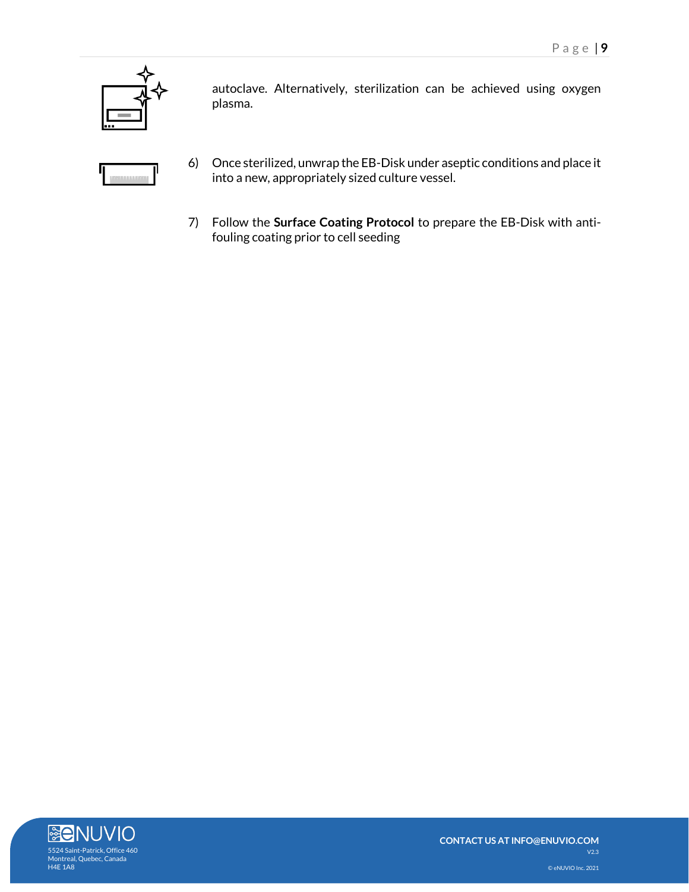autoclave. Alternatively, sterilization can be achieved using oxygen plasma.

6) Once sterilized, unwrap the EB-Disk under aseptic conditions and place it into a new, appropriately sized culture vessel.

7) Follow the **Surface Coating Protocol** to prepare the EB-Disk with anti-fouling coating prior to cell seeding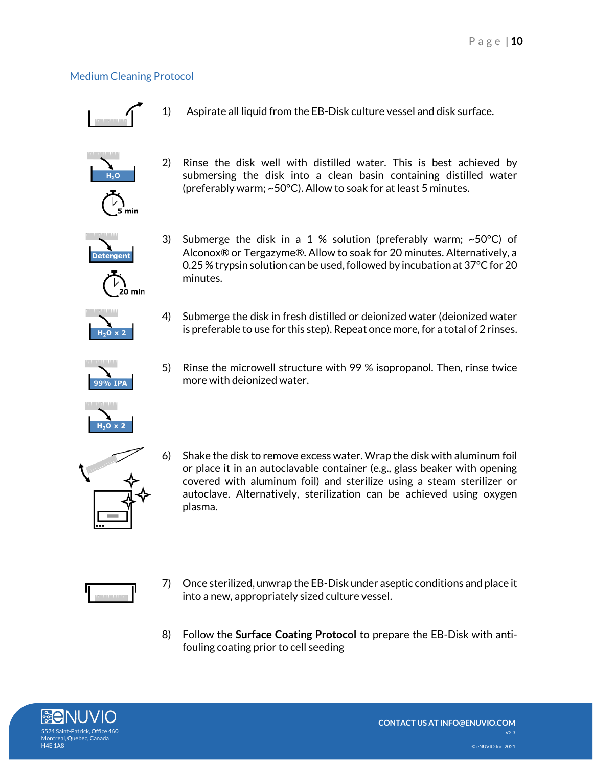## Medium Cleaning Protocol

1) Aspirate all liquid from the EB-Disk culture vessel and disk surface.

2) Rinse the disk well with distilled water. This is best achieved by submersing the disk into a clean basin containing distilled water (preferably warm; ~50°C). Allow to soak for at least 5 minutes.

3) Submerge the disk in a 1 % solution (preferably warm; ~50°C) of Alconox® or Tergazyme®. Allow to soak for 20 minutes. Alternatively, a 0.25 % trypsin solution can be used, followed by incubation at 37°C for 20 minutes.

4) Submerge the disk in fresh distilled or deionized water (deionized water is preferable to use for this step). Repeat once more, for a total of 2 rinses.

5) Rinse the microwell structure with 99 % isopropanol. Then, rinse twice more with deionized water.

6) Shake the disk to remove excess water. Wrap the disk with aluminum foil or place it in an autoclavable container (e.g., glass beaker with opening covered with aluminum foil) and sterilize using a steam sterilizer or autoclave. Alternatively, sterilization can be achieved using oxygen plasma.

7) Once sterilized, unwrap the EB-Disk under aseptic conditions and place it into a new, appropriately sized culture vessel.

8) Follow the **Surface Coating Protocol** to prepare the EB-Disk with anti-fouling coating prior to cell seeding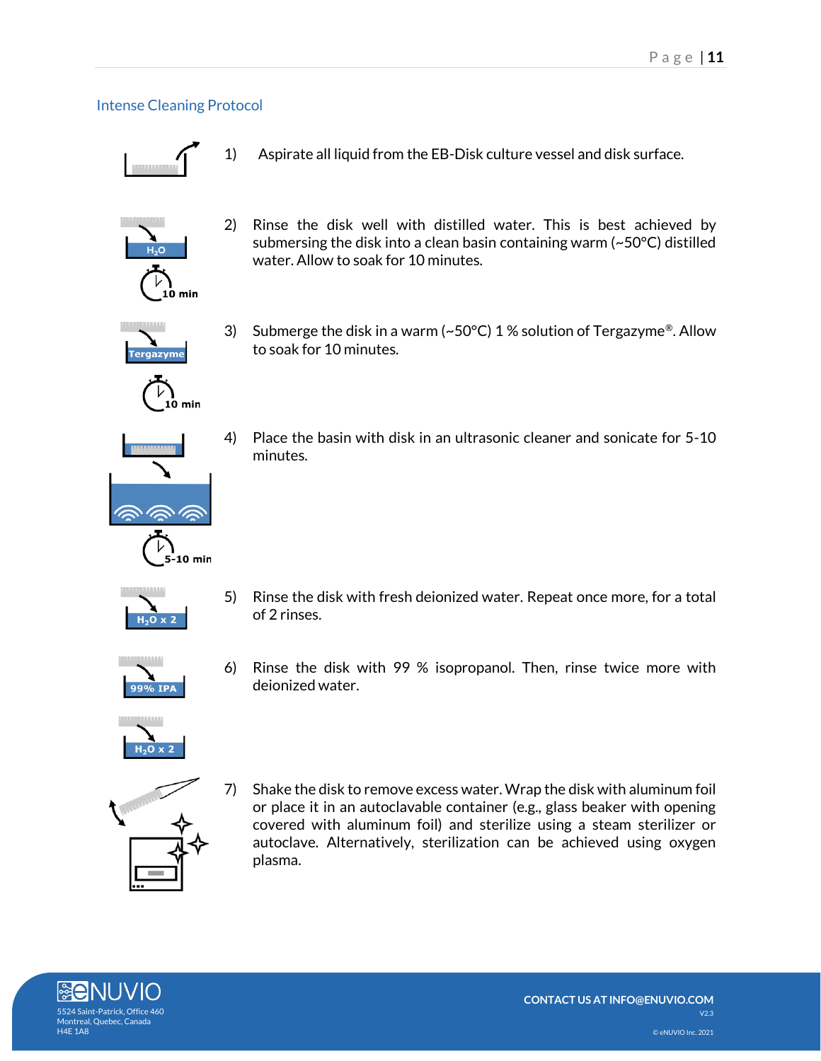## Intense Cleaning Protocol

1) Aspirate all liquid from the EB-Disk culture vessel and disk surface.

2) Rinse the disk well with distilled water. This is best achieved by submersing the disk into a clean basin containing warm (~50°C) distilled water. Allow to soak for 10 minutes.

3) Submerge the disk in a warm (~50°C) 1 % solution of Tergazyme®. Allow to soak for 10 minutes.

4) Place the basin with disk in an ultrasonic cleaner and sonicate for 5-10 minutes.

5) Rinse the disk with fresh deionized water. Repeat once more, for a total of 2 rinses.

6) Rinse the disk with 99 % isopropanol. Then, rinse twice more with deionized water.

7) Shake the disk to remove excess water. Wrap the disk with aluminum foil or place it in an autoclavable container (e.g., glass beaker with opening covered with aluminum foil) and sterilize using a steam sterilizer or autoclave. Alternatively, sterilization can be achieved using oxygen plasma.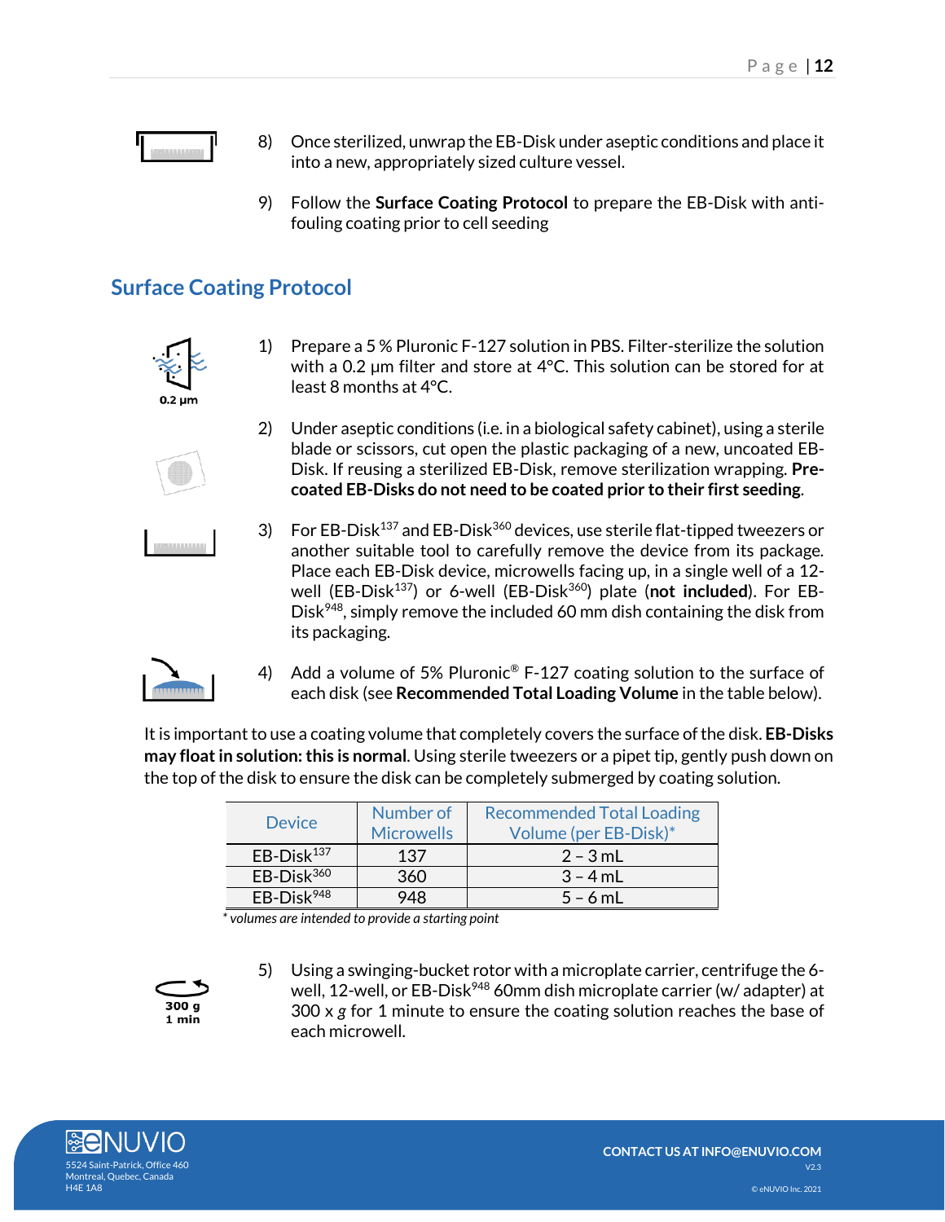8) Once sterilized, unwrap the EB-Disk under aseptic conditions and place it into a new, appropriately sized culture vessel.

9) Follow the **Surface Coating Protocol** to prepare the EB-Disk with anti-fouling coating prior to cell seeding

## Surface Coating Protocol

0.2 µm

1) Prepare a 5 % Pluronic F-127 solution in PBS. Filter-sterilize the solution with a 0.2 µm filter and store at 4°C. This solution can be stored for at least 8 months at 4°C.

2) Under aseptic conditions (i.e. in a biological safety cabinet), using a sterile blade or scissors, cut open the plastic packaging of a new, uncoated EB-Disk. If reusing a sterilized EB-Disk, remove sterilization wrapping. **Pre-coated EB-Disks do not need to be coated prior to their first seeding**.

3) For EB-Disk$^{137}$ and EB-Disk$^{360}$ devices, use sterile flat-tipped tweezers or another suitable tool to carefully remove the device from its package. Place each EB-Disk device, microwells facing up, in a single well of a 12-well (EB-Disk$^{137}$) or 6-well (EB-Disk$^{360}$) plate (**not included**). For EB-Disk$^{948}$, simply remove the included 60 mm dish containing the disk from its packaging.

4) Add a volume of 5% Pluronic® F-127 coating solution to the surface of each disk (see **Recommended Total Loading Volume** in the table below).

It is important to use a coating volume that completely covers the surface of the disk. **EB-Disks may float in solution: this is normal**. Using sterile tweezers or a pipet tip, gently push down on the top of the disk to ensure the disk can be completely submerged by coating solution.

| Device | Number of Microwells | Recommended Total Loading Volume (per EB-Disk)* |
|---|---|---|
| EB-Disk$^{137}$ | 137 | 2 – 3 mL |
| EB-Disk$^{360}$ | 360 | 3 – 4 mL |
| EB-Disk$^{948}$ | 948 | 5 – 6 mL |

*\* volumes are intended to provide a starting point*

300 g
1 min

5) Using a swinging-bucket rotor with a microplate carrier, centrifuge the 6-well, 12-well, or EB-Disk$^{948}$ 60mm dish microplate carrier (w/ adapter) at 300 x *g* for 1 minute to ensure the coating solution reaches the base of each microwell.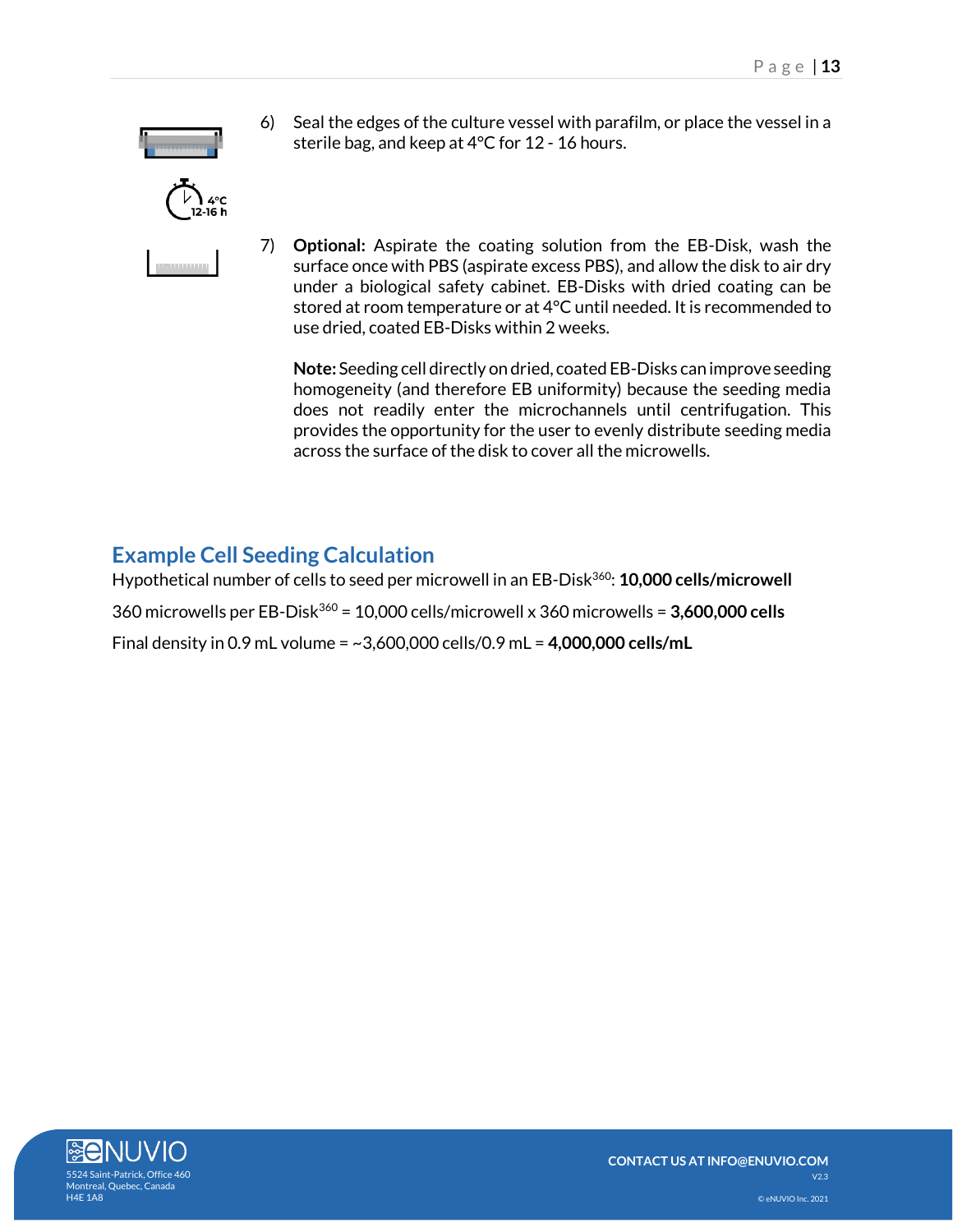6) Seal the edges of the culture vessel with parafilm, or place the vessel in a sterile bag, and keep at 4°C for 12 - 16 hours.

7) **Optional:** Aspirate the coating solution from the EB-Disk, wash the surface once with PBS (aspirate excess PBS), and allow the disk to air dry under a biological safety cabinet. EB-Disks with dried coating can be stored at room temperature or at 4°C until needed. It is recommended to use dried, coated EB-Disks within 2 weeks.

   **Note:** Seeding cell directly on dried, coated EB-Disks can improve seeding homogeneity (and therefore EB uniformity) because the seeding media does not readily enter the microchannels until centrifugation. This provides the opportunity for the user to evenly distribute seeding media across the surface of the disk to cover all the microwells.

## Example Cell Seeding Calculation

Hypothetical number of cells to seed per microwell in an EB-Disk$^{360}$: **10,000 cells/microwell**

360 microwells per EB-Disk$^{360}$ = 10,000 cells/microwell x 360 microwells = **3,600,000 cells**

Final density in 0.9 mL volume = ~3,600,000 cells/0.9 mL = **4,000,000 cells/mL**